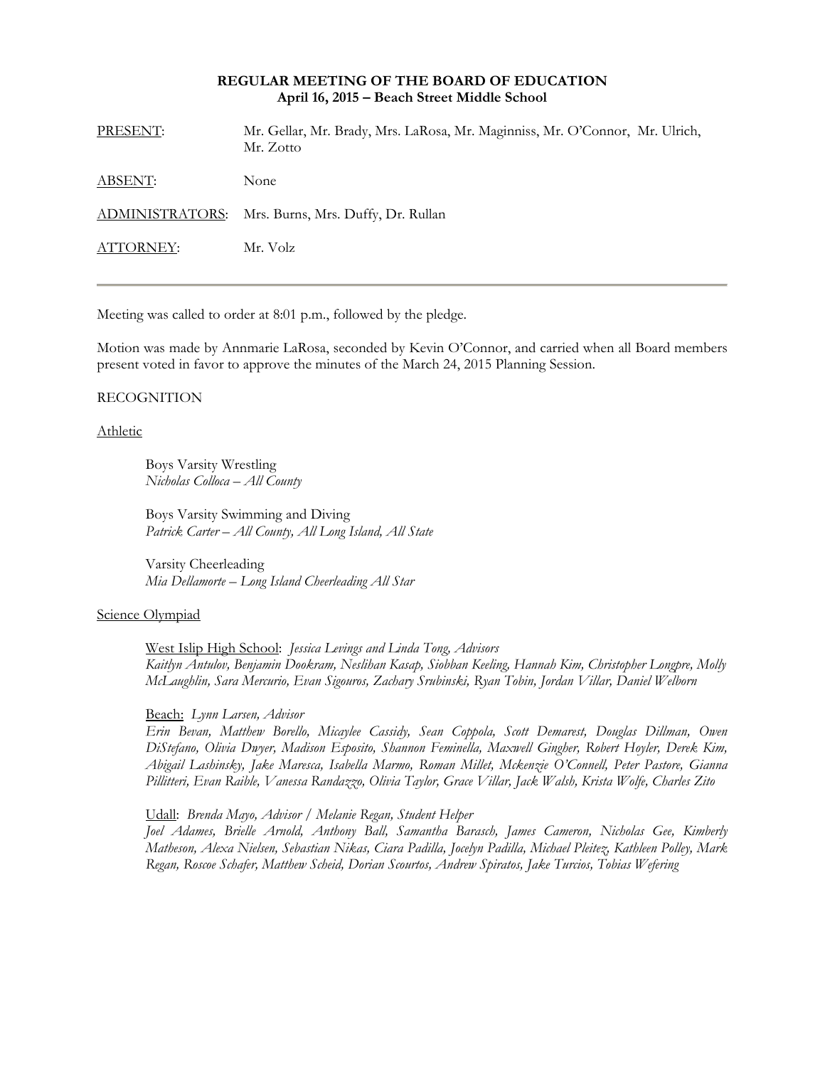# REGULAR MEETING OF THE BOARD OF EDUCATION
## April 16, 2015 – Beach Street Middle School

| | |
|---|---|
| PRESENT: | Mr. Gellar, Mr. Brady, Mrs. LaRosa, Mr. Maginniss, Mr. O'Connor, Mr. Ulrich, Mr. Zotto |
| ABSENT: | None |
| ADMINISTRATORS: | Mrs. Burns, Mrs. Duffy, Dr. Rullan |
| ATTORNEY: | Mr. Volz |

---

Meeting was called to order at 8:01 p.m., followed by the pledge.

Motion was made by Annmarie LaRosa, seconded by Kevin O'Connor, and carried when all Board members present voted in favor to approve the minutes of the March 24, 2015 Planning Session.

RECOGNITION

Athletic

Boys Varsity Wrestling
*Nicholas Colloca – All County*

Boys Varsity Swimming and Diving
*Patrick Carter – All County, All Long Island, All State*

Varsity Cheerleading
*Mia Dellamorte – Long Island Cheerleading All Star*

Science Olympiad

West Islip High School: *Jessica Levings and Linda Tong, Advisors*
*Kaitlyn Antulov, Benjamin Dookram, Neslihan Kasap, Siobhan Keeling, Hannah Kim, Christopher Longpre, Molly McLaughlin, Sara Mercurio, Evan Sigouros, Zachary Srubinski, Ryan Tobin, Jordan Villar, Daniel Welborn*

Beach: *Lynn Larsen, Advisor*
*Erin Bevan, Matthew Borello, Micaylee Cassidy, Sean Coppola, Scott Demarest, Douglas Dillman, Owen DiStefano, Olivia Dwyer, Madison Esposito, Shannon Feminella, Maxwell Gingher, Robert Hoyler, Derek Kim, Abigail Lashinsky, Jake Maresca, Isabella Marmo, Roman Millet, Mckenzie O'Connell, Peter Pastore, Gianna Pillitteri, Evan Raible, Vanessa Randazzo, Olivia Taylor, Grace Villar, Jack Walsh, Krista Wolfe, Charles Zito*

Udall: *Brenda Mayo, Advisor / Melanie Regan, Student Helper*
*Joel Adames, Brielle Arnold, Anthony Ball, Samantha Barasch, James Cameron, Nicholas Gee, Kimberly Matheson, Alexa Nielsen, Sebastian Nikas, Ciara Padilla, Jocelyn Padilla, Michael Pleitez, Kathleen Polley, Mark Regan, Roscoe Schafer, Matthew Scheid, Dorian Scourtos, Andrew Spiratos, Jake Turcios, Tobias Wefering*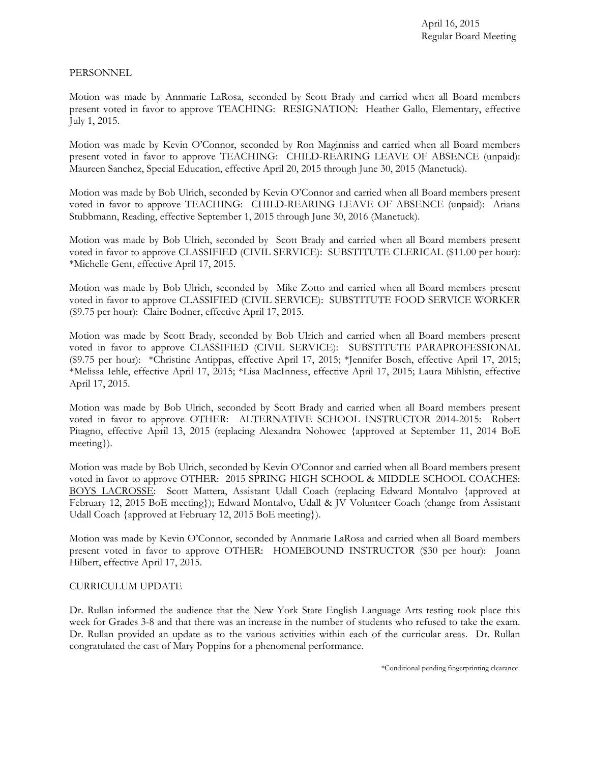PERSONNEL

Motion was made by Annmarie LaRosa, seconded by Scott Brady and carried when all Board members present voted in favor to approve TEACHING: RESIGNATION: Heather Gallo, Elementary, effective July 1, 2015.

Motion was made by Kevin O'Connor, seconded by Ron Maginniss and carried when all Board members present voted in favor to approve TEACHING: CHILD-REARING LEAVE OF ABSENCE (unpaid): Maureen Sanchez, Special Education, effective April 20, 2015 through June 30, 2015 (Manetuck).

Motion was made by Bob Ulrich, seconded by Kevin O'Connor and carried when all Board members present voted in favor to approve TEACHING: CHILD-REARING LEAVE OF ABSENCE (unpaid): Ariana Stubbmann, Reading, effective September 1, 2015 through June 30, 2016 (Manetuck).

Motion was made by Bob Ulrich, seconded by Scott Brady and carried when all Board members present voted in favor to approve CLASSIFIED (CIVIL SERVICE): SUBSTITUTE CLERICAL ($11.00 per hour): *Michelle Gent, effective April 17, 2015.

Motion was made by Bob Ulrich, seconded by Mike Zotto and carried when all Board members present voted in favor to approve CLASSIFIED (CIVIL SERVICE): SUBSTITUTE FOOD SERVICE WORKER ($9.75 per hour): Claire Bodner, effective April 17, 2015.

Motion was made by Scott Brady, seconded by Bob Ulrich and carried when all Board members present voted in favor to approve CLASSIFIED (CIVIL SERVICE): SUBSTITUTE PARAPROFESSIONAL ($9.75 per hour): *Christine Antippas, effective April 17, 2015; *Jennifer Bosch, effective April 17, 2015; *Melissa Iehle, effective April 17, 2015; *Lisa MacInness, effective April 17, 2015; Laura Mihlstin, effective April 17, 2015.

Motion was made by Bob Ulrich, seconded by Scott Brady and carried when all Board members present voted in favor to approve OTHER: ALTERNATIVE SCHOOL INSTRUCTOR 2014-2015: Robert Pitagno, effective April 13, 2015 (replacing Alexandra Nohowec {approved at September 11, 2014 BoE meeting}).

Motion was made by Bob Ulrich, seconded by Kevin O'Connor and carried when all Board members present voted in favor to approve OTHER: 2015 SPRING HIGH SCHOOL & MIDDLE SCHOOL COACHES: BOYS LACROSSE: Scott Mattera, Assistant Udall Coach (replacing Edward Montalvo {approved at February 12, 2015 BoE meeting}); Edward Montalvo, Udall & JV Volunteer Coach (change from Assistant Udall Coach {approved at February 12, 2015 BoE meeting}).

Motion was made by Kevin O'Connor, seconded by Annmarie LaRosa and carried when all Board members present voted in favor to approve OTHER: HOMEBOUND INSTRUCTOR ($30 per hour): Joann Hilbert, effective April 17, 2015.

CURRICULUM UPDATE

Dr. Rullan informed the audience that the New York State English Language Arts testing took place this week for Grades 3-8 and that there was an increase in the number of students who refused to take the exam. Dr. Rullan provided an update as to the various activities within each of the curricular areas. Dr. Rullan congratulated the cast of Mary Poppins for a phenomenal performance.

*Conditional pending fingerprinting clearance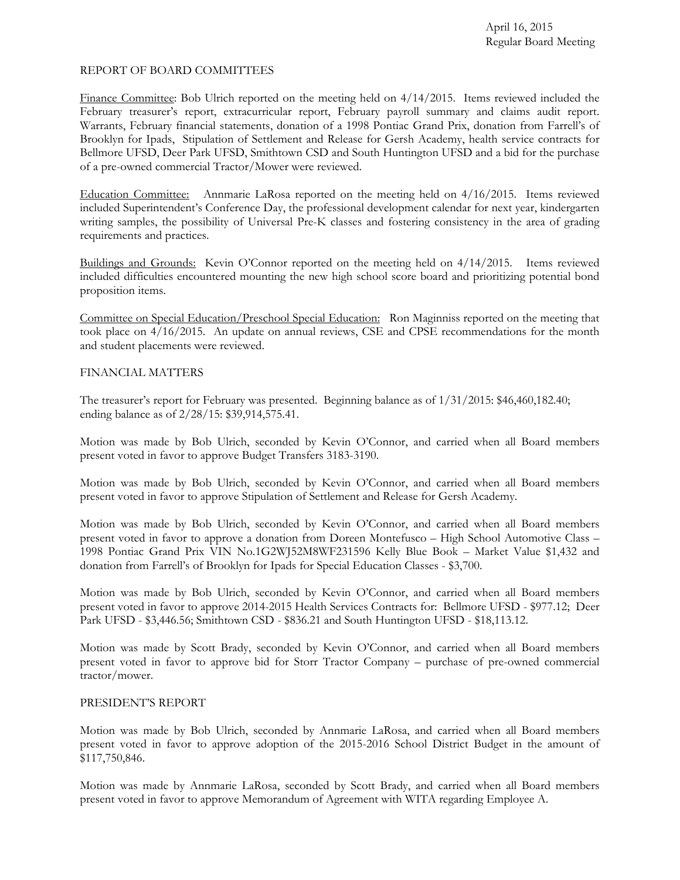## REPORT OF BOARD COMMITTEES

Finance Committee: Bob Ulrich reported on the meeting held on 4/14/2015. Items reviewed included the February treasurer's report, extracurricular report, February payroll summary and claims audit report. Warrants, February financial statements, donation of a 1998 Pontiac Grand Prix, donation from Farrell's of Brooklyn for Ipads, Stipulation of Settlement and Release for Gersh Academy, health service contracts for Bellmore UFSD, Deer Park UFSD, Smithtown CSD and South Huntington UFSD and a bid for the purchase of a pre-owned commercial Tractor/Mower were reviewed.

Education Committee: Annmarie LaRosa reported on the meeting held on 4/16/2015. Items reviewed included Superintendent's Conference Day, the professional development calendar for next year, kindergarten writing samples, the possibility of Universal Pre-K classes and fostering consistency in the area of grading requirements and practices.

Buildings and Grounds: Kevin O'Connor reported on the meeting held on 4/14/2015. Items reviewed included difficulties encountered mounting the new high school score board and prioritizing potential bond proposition items.

Committee on Special Education/Preschool Special Education: Ron Maginniss reported on the meeting that took place on 4/16/2015. An update on annual reviews, CSE and CPSE recommendations for the month and student placements were reviewed.

## FINANCIAL MATTERS

The treasurer's report for February was presented. Beginning balance as of 1/31/2015: $46,460,182.40; ending balance as of 2/28/15: $39,914,575.41.

Motion was made by Bob Ulrich, seconded by Kevin O'Connor, and carried when all Board members present voted in favor to approve Budget Transfers 3183-3190.

Motion was made by Bob Ulrich, seconded by Kevin O'Connor, and carried when all Board members present voted in favor to approve Stipulation of Settlement and Release for Gersh Academy.

Motion was made by Bob Ulrich, seconded by Kevin O'Connor, and carried when all Board members present voted in favor to approve a donation from Doreen Montefusco – High School Automotive Class – 1998 Pontiac Grand Prix VIN No.1G2WJ52M8WF231596 Kelly Blue Book – Market Value $1,432 and donation from Farrell's of Brooklyn for Ipads for Special Education Classes - $3,700.

Motion was made by Bob Ulrich, seconded by Kevin O'Connor, and carried when all Board members present voted in favor to approve 2014-2015 Health Services Contracts for: Bellmore UFSD - $977.12; Deer Park UFSD - $3,446.56; Smithtown CSD - $836.21 and South Huntington UFSD - $18,113.12.

Motion was made by Scott Brady, seconded by Kevin O'Connor, and carried when all Board members present voted in favor to approve bid for Storr Tractor Company – purchase of pre-owned commercial tractor/mower.

## PRESIDENT'S REPORT

Motion was made by Bob Ulrich, seconded by Annmarie LaRosa, and carried when all Board members present voted in favor to approve adoption of the 2015-2016 School District Budget in the amount of $117,750,846.

Motion was made by Annmarie LaRosa, seconded by Scott Brady, and carried when all Board members present voted in favor to approve Memorandum of Agreement with WITA regarding Employee A.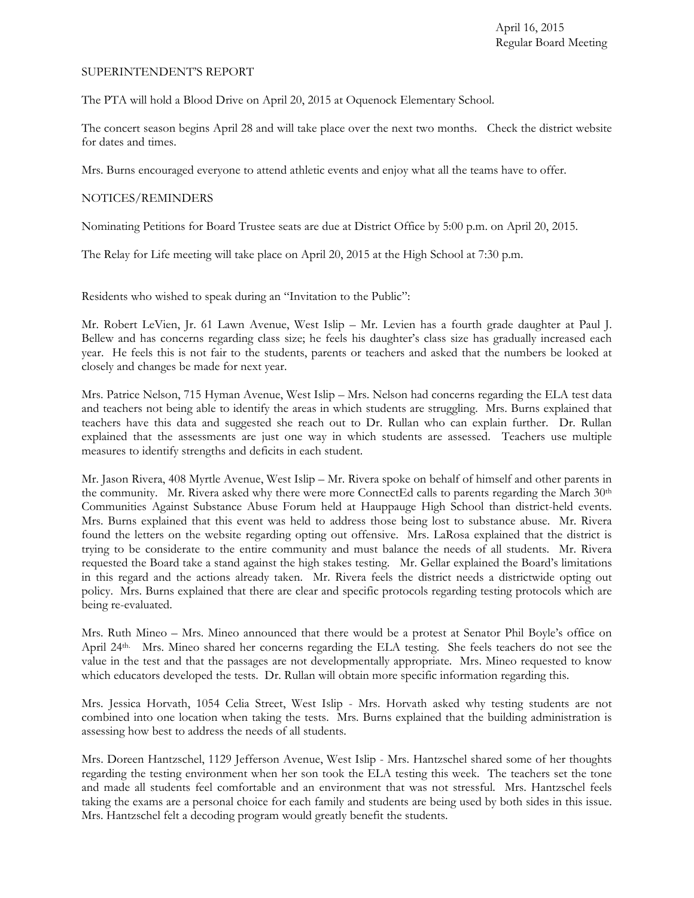## SUPERINTENDENT'S REPORT

The PTA will hold a Blood Drive on April 20, 2015 at Oquenock Elementary School.

The concert season begins April 28 and will take place over the next two months. Check the district website for dates and times.

Mrs. Burns encouraged everyone to attend athletic events and enjoy what all the teams have to offer.

## NOTICES/REMINDERS

Nominating Petitions for Board Trustee seats are due at District Office by 5:00 p.m. on April 20, 2015.

The Relay for Life meeting will take place on April 20, 2015 at the High School at 7:30 p.m.

Residents who wished to speak during an "Invitation to the Public":

Mr. Robert LeVien, Jr. 61 Lawn Avenue, West Islip – Mr. Levien has a fourth grade daughter at Paul J. Bellew and has concerns regarding class size; he feels his daughter's class size has gradually increased each year. He feels this is not fair to the students, parents or teachers and asked that the numbers be looked at closely and changes be made for next year.

Mrs. Patrice Nelson, 715 Hyman Avenue, West Islip – Mrs. Nelson had concerns regarding the ELA test data and teachers not being able to identify the areas in which students are struggling. Mrs. Burns explained that teachers have this data and suggested she reach out to Dr. Rullan who can explain further. Dr. Rullan explained that the assessments are just one way in which students are assessed. Teachers use multiple measures to identify strengths and deficits in each student.

Mr. Jason Rivera, 408 Myrtle Avenue, West Islip – Mr. Rivera spoke on behalf of himself and other parents in the community. Mr. Rivera asked why there were more ConnectEd calls to parents regarding the March 30th Communities Against Substance Abuse Forum held at Hauppauge High School than district-held events. Mrs. Burns explained that this event was held to address those being lost to substance abuse. Mr. Rivera found the letters on the website regarding opting out offensive. Mrs. LaRosa explained that the district is trying to be considerate to the entire community and must balance the needs of all students. Mr. Rivera requested the Board take a stand against the high stakes testing. Mr. Gellar explained the Board's limitations in this regard and the actions already taken. Mr. Rivera feels the district needs a districtwide opting out policy. Mrs. Burns explained that there are clear and specific protocols regarding testing protocols which are being re-evaluated.

Mrs. Ruth Mineo – Mrs. Mineo announced that there would be a protest at Senator Phil Boyle's office on April 24th. Mrs. Mineo shared her concerns regarding the ELA testing. She feels teachers do not see the value in the test and that the passages are not developmentally appropriate. Mrs. Mineo requested to know which educators developed the tests. Dr. Rullan will obtain more specific information regarding this.

Mrs. Jessica Horvath, 1054 Celia Street, West Islip - Mrs. Horvath asked why testing students are not combined into one location when taking the tests. Mrs. Burns explained that the building administration is assessing how best to address the needs of all students.

Mrs. Doreen Hantzschel, 1129 Jefferson Avenue, West Islip - Mrs. Hantzschel shared some of her thoughts regarding the testing environment when her son took the ELA testing this week. The teachers set the tone and made all students feel comfortable and an environment that was not stressful. Mrs. Hantzschel feels taking the exams are a personal choice for each family and students are being used by both sides in this issue. Mrs. Hantzschel felt a decoding program would greatly benefit the students.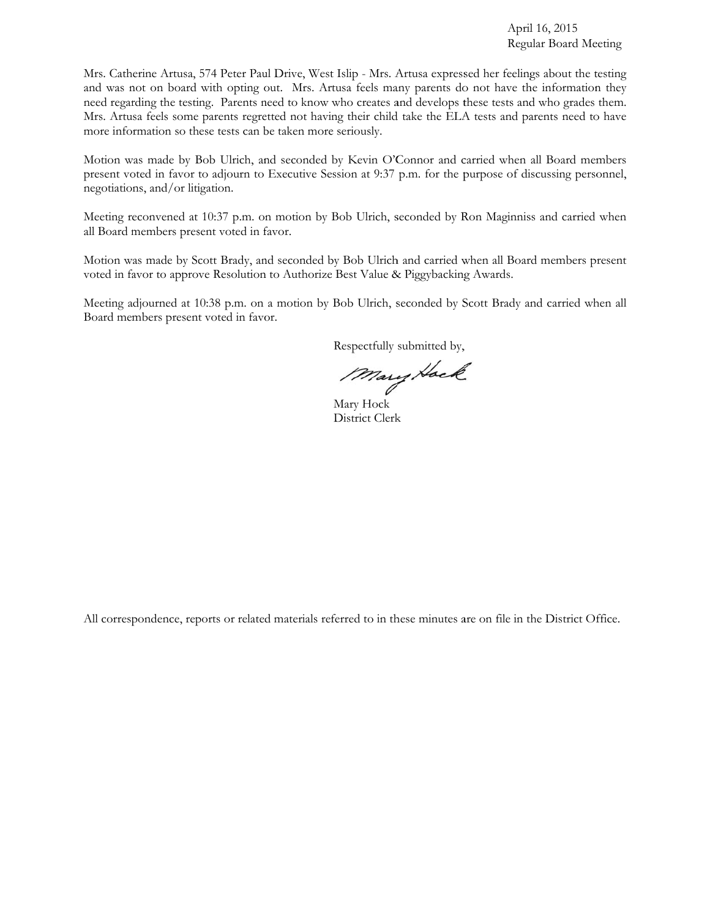Mrs. Catherine Artusa, 574 Peter Paul Drive, West Islip - Mrs. Artusa expressed her feelings about the testing and was not on board with opting out. Mrs. Artusa feels many parents do not have the information they need regarding the testing. Parents need to know who creates and develops these tests and who grades them. Mrs. Artusa feels some parents regretted not having their child take the ELA tests and parents need to have more information so these tests can be taken more seriously.

Motion was made by Bob Ulrich, and seconded by Kevin O'Connor and carried when all Board members present voted in favor to adjourn to Executive Session at 9:37 p.m. for the purpose of discussing personnel, negotiations, and/or litigation.

Meeting reconvened at 10:37 p.m. on motion by Bob Ulrich, seconded by Ron Maginniss and carried when all Board members present voted in favor.

Motion was made by Scott Brady, and seconded by Bob Ulrich and carried when all Board members present voted in favor to approve Resolution to Authorize Best Value & Piggybacking Awards.

Meeting adjourned at 10:38 p.m. on a motion by Bob Ulrich, seconded by Scott Brady and carried when all Board members present voted in favor.

Respectfully submitted by,

Mary Hock

Mary Hock
District Clerk

All correspondence, reports or related materials referred to in these minutes are on file in the District Office.